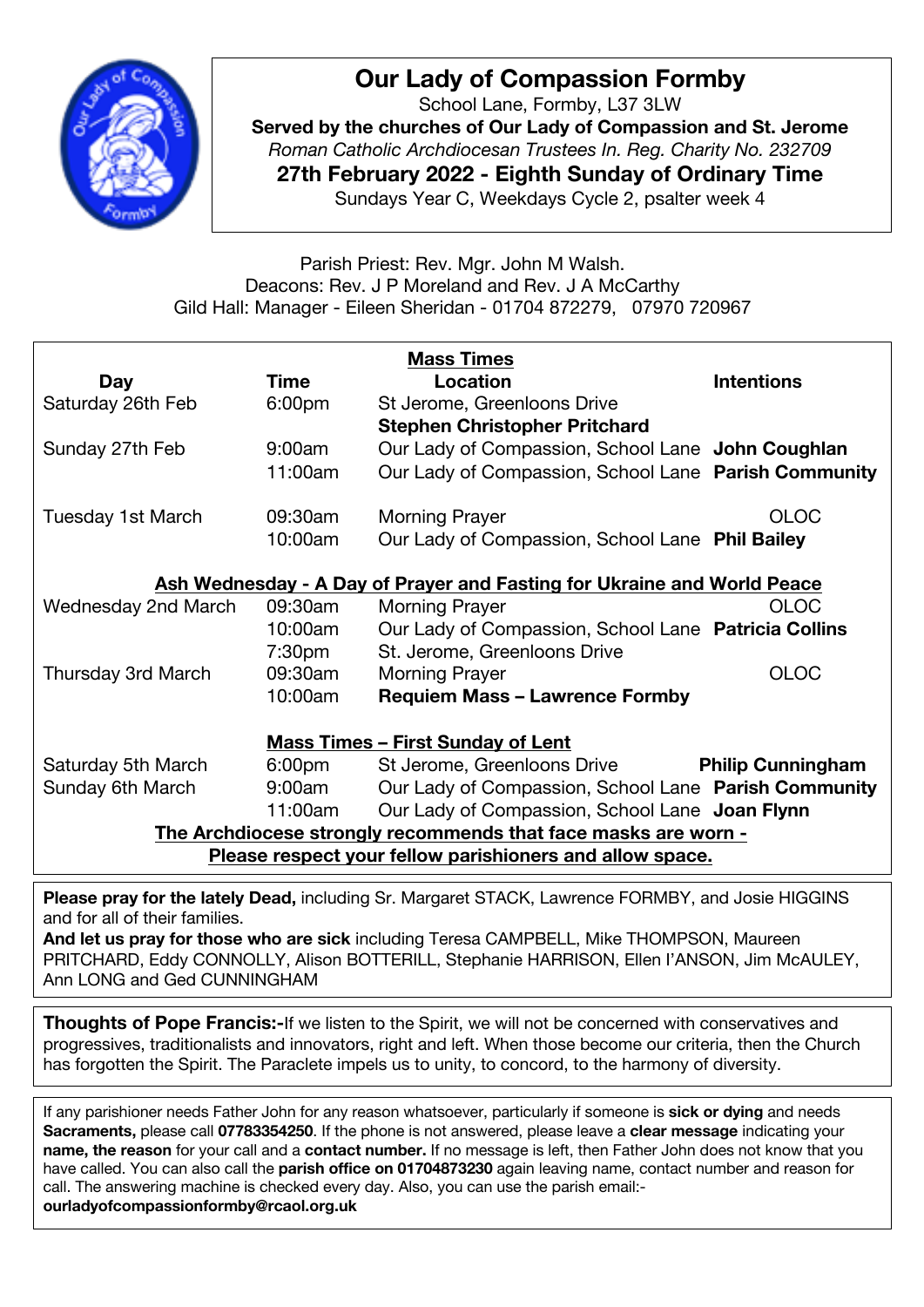# Our Lady of Compassion Formby

School Lane, Formby, L37 3LW

**Served by the churches of Our Lady of Compassion and St. Jerome**

*Roman Catholic Archdiocesan Trustees In. Reg. Charity No. 232709*

**27th February 2022 - Eighth Sunday of Ordinary Time**

Sundays Year C, Weekdays Cycle 2, psalter week 4

Parish Priest: Rev. Mgr. John M Walsh.
Deacons: Rev. J P Moreland and Rev. J A McCarthy
Gild Hall: Manager - Eileen Sheridan - 01704 872279, 07970 720967

## Mass Times

| Day | Time | Location | Intentions |
|---|---|---|---|
| Saturday 26th Feb | 6:00pm | St Jerome, Greenloons Drive | **Stephen Christopher Pritchard** |
| Sunday 27th Feb | 9:00am | Our Lady of Compassion, School Lane | **John Coughlan** |
| | 11:00am | Our Lady of Compassion, School Lane | **Parish Community** |
| Tuesday 1st March | 09:30am | Morning Prayer | OLOC |
| | 10:00am | Our Lady of Compassion, School Lane | **Phil Bailey** |
| **Ash Wednesday - A Day of Prayer and Fasting for Ukraine and World Peace** | | | |
| Wednesday 2nd March | 09:30am | Morning Prayer | OLOC |
| | 10:00am | Our Lady of Compassion, School Lane | **Patricia Collins** |
| | 7:30pm | St. Jerome, Greenloons Drive | |
| Thursday 3rd March | 09:30am | Morning Prayer | OLOC |
| | 10:00am | **Requiem Mass – Lawrence Formby** | |
| **Mass Times – First Sunday of Lent** | | | |
| Saturday 5th March | 6:00pm | St Jerome, Greenloons Drive | **Philip Cunningham** |
| Sunday 6th March | 9:00am | Our Lady of Compassion, School Lane | **Parish Community** |
| | 11:00am | Our Lady of Compassion, School Lane | **Joan Flynn** |

**The Archdiocese strongly recommends that face masks are worn - Please respect your fellow parishioners and allow space.**

**Please pray for the lately Dead,** including Sr. Margaret STACK, Lawrence FORMBY, and Josie HIGGINS and for all of their families.
**And let us pray for those who are sick** including Teresa CAMPBELL, Mike THOMPSON, Maureen PRITCHARD, Eddy CONNOLLY, Alison BOTTERILL, Stephanie HARRISON, Ellen I'ANSON, Jim McAULEY, Ann LONG and Ged CUNNINGHAM

**Thoughts of Pope Francis:-**If we listen to the Spirit, we will not be concerned with conservatives and progressives, traditionalists and innovators, right and left. When those become our criteria, then the Church has forgotten the Spirit. The Paraclete impels us to unity, to concord, to the harmony of diversity.

If any parishioner needs Father John for any reason whatsoever, particularly if someone is **sick or dying** and needs **Sacraments,** please call **07783354250**. If the phone is not answered, please leave a **clear message** indicating your **name, the reason** for your call and a **contact number.** If no message is left, then Father John does not know that you have called. You can also call the **parish office on 01704873230** again leaving name, contact number and reason for call. The answering machine is checked every day. Also, you can use the parish email:- **ourladyofcompassionformby@rcaol.org.uk**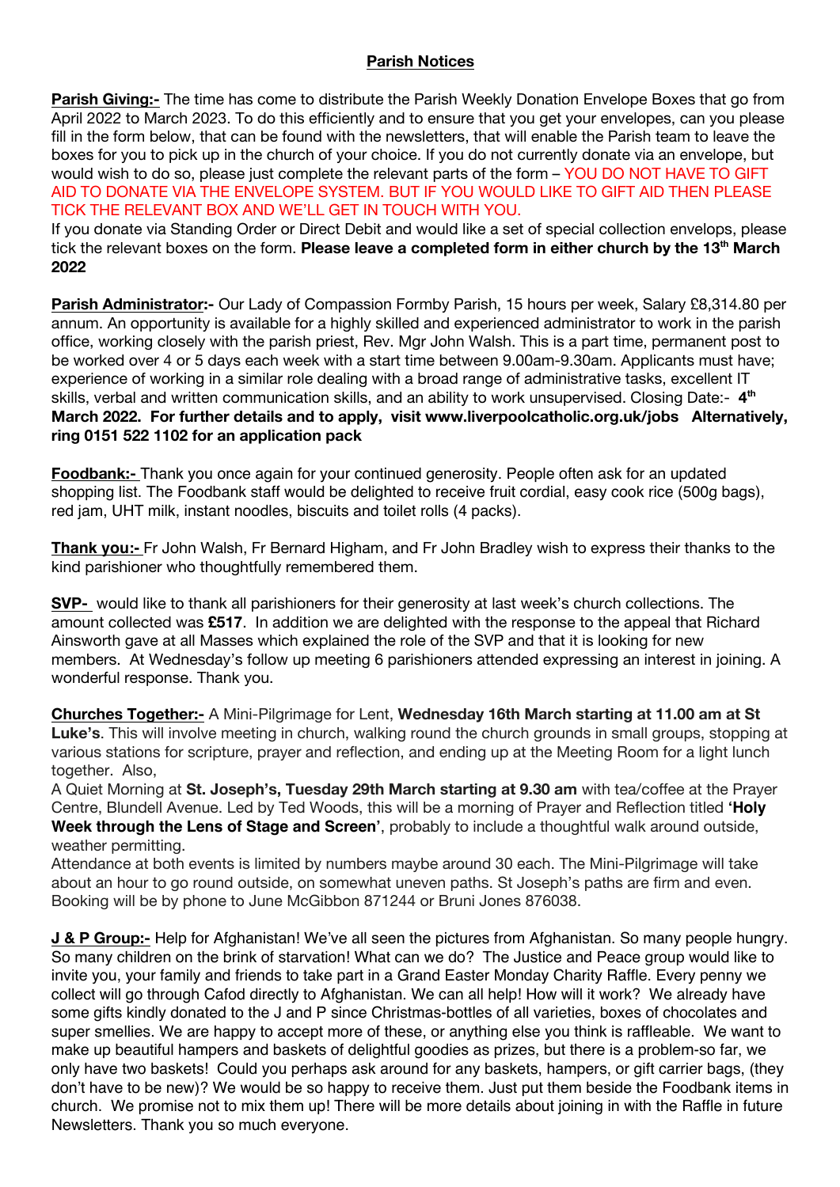## Parish Notices

**Parish Giving:-** The time has come to distribute the Parish Weekly Donation Envelope Boxes that go from April 2022 to March 2023. To do this efficiently and to ensure that you get your envelopes, can you please fill in the form below, that can be found with the newsletters, that will enable the Parish team to leave the boxes for you to pick up in the church of your choice. If you do not currently donate via an envelope, but would wish to do so, please just complete the relevant parts of the form – YOU DO NOT HAVE TO GIFT AID TO DONATE VIA THE ENVELOPE SYSTEM. BUT IF YOU WOULD LIKE TO GIFT AID THEN PLEASE TICK THE RELEVANT BOX AND WE'LL GET IN TOUCH WITH YOU.

If you donate via Standing Order or Direct Debit and would like a set of special collection envelops, please tick the relevant boxes on the form. **Please leave a completed form in either church by the 13th March 2022**

**Parish Administrator:-** Our Lady of Compassion Formby Parish, 15 hours per week, Salary £8,314.80 per annum. An opportunity is available for a highly skilled and experienced administrator to work in the parish office, working closely with the parish priest, Rev. Mgr John Walsh. This is a part time, permanent post to be worked over 4 or 5 days each week with a start time between 9.00am-9.30am. Applicants must have; experience of working in a similar role dealing with a broad range of administrative tasks, excellent IT skills, verbal and written communication skills, and an ability to work unsupervised. Closing Date:- **4th March 2022. For further details and to apply, visit www.liverpoolcatholic.org.uk/jobs Alternatively, ring 0151 522 1102 for an application pack**

**Foodbank:-** Thank you once again for your continued generosity. People often ask for an updated shopping list. The Foodbank staff would be delighted to receive fruit cordial, easy cook rice (500g bags), red jam, UHT milk, instant noodles, biscuits and toilet rolls (4 packs).

**Thank you:-** Fr John Walsh, Fr Bernard Higham, and Fr John Bradley wish to express their thanks to the kind parishioner who thoughtfully remembered them.

**SVP-** would like to thank all parishioners for their generosity at last week's church collections. The amount collected was **£517**. In addition we are delighted with the response to the appeal that Richard Ainsworth gave at all Masses which explained the role of the SVP and that it is looking for new members. At Wednesday's follow up meeting 6 parishioners attended expressing an interest in joining. A wonderful response. Thank you.

**Churches Together:-** A Mini-Pilgrimage for Lent, **Wednesday 16th March starting at 11.00 am at St Luke's**. This will involve meeting in church, walking round the church grounds in small groups, stopping at various stations for scripture, prayer and reflection, and ending up at the Meeting Room for a light lunch together. Also,

A Quiet Morning at **St. Joseph's, Tuesday 29th March starting at 9.30 am** with tea/coffee at the Prayer Centre, Blundell Avenue. Led by Ted Woods, this will be a morning of Prayer and Reflection titled **'Holy Week through the Lens of Stage and Screen'**, probably to include a thoughtful walk around outside, weather permitting.

Attendance at both events is limited by numbers maybe around 30 each. The Mini-Pilgrimage will take about an hour to go round outside, on somewhat uneven paths. St Joseph's paths are firm and even. Booking will be by phone to June McGibbon 871244 or Bruni Jones 876038.

**J & P Group:-** Help for Afghanistan! We've all seen the pictures from Afghanistan. So many people hungry. So many children on the brink of starvation! What can we do? The Justice and Peace group would like to invite you, your family and friends to take part in a Grand Easter Monday Charity Raffle. Every penny we collect will go through Cafod directly to Afghanistan. We can all help! How will it work? We already have some gifts kindly donated to the J and P since Christmas-bottles of all varieties, boxes of chocolates and super smellies. We are happy to accept more of these, or anything else you think is raffleable. We want to make up beautiful hampers and baskets of delightful goodies as prizes, but there is a problem-so far, we only have two baskets! Could you perhaps ask around for any baskets, hampers, or gift carrier bags, (they don't have to be new)? We would be so happy to receive them. Just put them beside the Foodbank items in church. We promise not to mix them up! There will be more details about joining in with the Raffle in future Newsletters. Thank you so much everyone.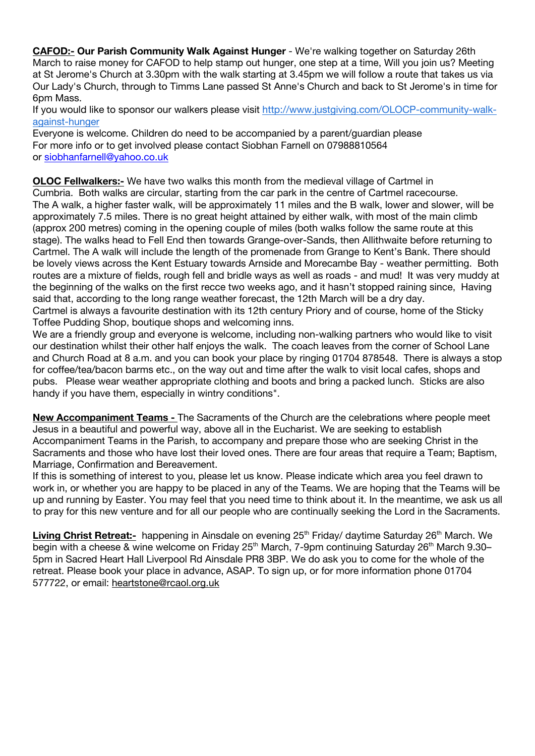**CAFOD:- Our Parish Community Walk Against Hunger** - We're walking together on Saturday 26th March to raise money for CAFOD to help stamp out hunger, one step at a time, Will you join us? Meeting at St Jerome's Church at 3.30pm with the walk starting at 3.45pm we will follow a route that takes us via Our Lady's Church, through to Timms Lane passed St Anne's Church and back to St Jerome's in time for 6pm Mass.

If you would like to sponsor our walkers please visit http://www.justgiving.com/OLOCP-community-walk-against-hunger

Everyone is welcome. Children do need to be accompanied by a parent/guardian please
For more info or to get involved please contact Siobhan Farnell on 07988810564
or siobhanfarnell@yahoo.co.uk

**OLOC Fellwalkers:-** We have two walks this month from the medieval village of Cartmel in Cumbria. Both walks are circular, starting from the car park in the centre of Cartmel racecourse. The A walk, a higher faster walk, will be approximately 11 miles and the B walk, lower and slower, will be approximately 7.5 miles. There is no great height attained by either walk, with most of the main climb (approx 200 metres) coming in the opening couple of miles (both walks follow the same route at this stage). The walks head to Fell End then towards Grange-over-Sands, then Allithwaite before returning to Cartmel. The A walk will include the length of the promenade from Grange to Kent's Bank. There should be lovely views across the Kent Estuary towards Arnside and Morecambe Bay - weather permitting. Both routes are a mixture of fields, rough fell and bridle ways as well as roads - and mud! It was very muddy at the beginning of the walks on the first recce two weeks ago, and it hasn't stopped raining since, Having said that, according to the long range weather forecast, the 12th March will be a dry day.

Cartmel is always a favourite destination with its 12th century Priory and of course, home of the Sticky Toffee Pudding Shop, boutique shops and welcoming inns.

We are a friendly group and everyone is welcome, including non-walking partners who would like to visit our destination whilst their other half enjoys the walk. The coach leaves from the corner of School Lane and Church Road at 8 a.m. and you can book your place by ringing 01704 878548. There is always a stop for coffee/tea/bacon barms etc., on the way out and time after the walk to visit local cafes, shops and pubs. Please wear weather appropriate clothing and boots and bring a packed lunch. Sticks are also handy if you have them, especially in wintry conditions".

**New Accompaniment Teams -** The Sacraments of the Church are the celebrations where people meet Jesus in a beautiful and powerful way, above all in the Eucharist. We are seeking to establish Accompaniment Teams in the Parish, to accompany and prepare those who are seeking Christ in the Sacraments and those who have lost their loved ones. There are four areas that require a Team; Baptism, Marriage, Confirmation and Bereavement.

If this is something of interest to you, please let us know. Please indicate which area you feel drawn to work in, or whether you are happy to be placed in any of the Teams. We are hoping that the Teams will be up and running by Easter. You may feel that you need time to think about it. In the meantime, we ask us all to pray for this new venture and for all our people who are continually seeking the Lord in the Sacraments.

**Living Christ Retreat:-** happening in Ainsdale on evening 25th Friday/ daytime Saturday 26th March. We begin with a cheese & wine welcome on Friday 25th March, 7-9pm continuing Saturday 26th March 9.30–5pm in Sacred Heart Hall Liverpool Rd Ainsdale PR8 3BP. We do ask you to come for the whole of the retreat. Please book your place in advance, ASAP. To sign up, or for more information phone 01704 577722, or email: heartstone@rcaol.org.uk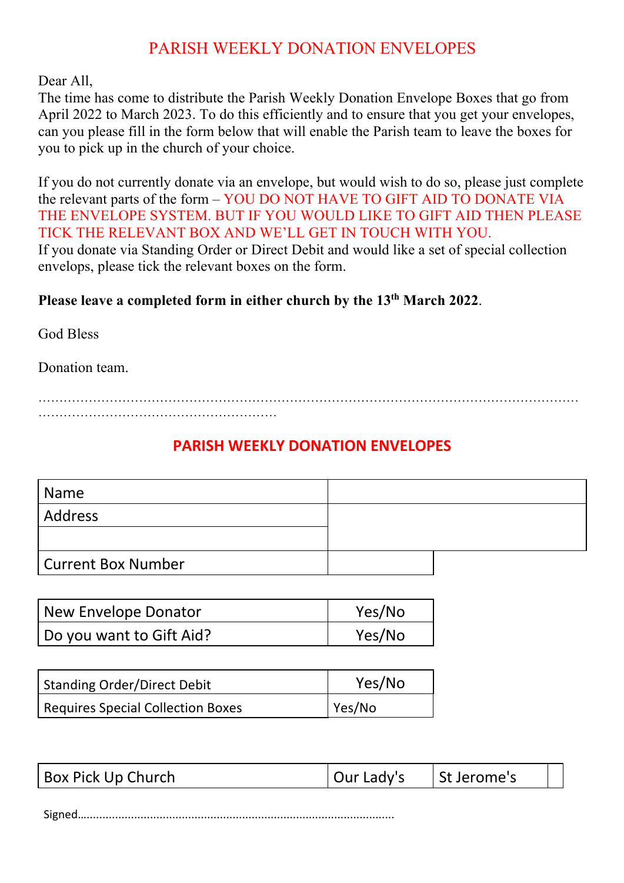# PARISH WEEKLY DONATION ENVELOPES

Dear All,
The time has come to distribute the Parish Weekly Donation Envelope Boxes that go from April 2022 to March 2023. To do this efficiently and to ensure that you get your envelopes, can you please fill in the form below that will enable the Parish team to leave the boxes for you to pick up in the church of your choice.

If you do not currently donate via an envelope, but would wish to do so, please just complete the relevant parts of the form – YOU DO NOT HAVE TO GIFT AID TO DONATE VIA THE ENVELOPE SYSTEM. BUT IF YOU WOULD LIKE TO GIFT AID THEN PLEASE TICK THE RELEVANT BOX AND WE'LL GET IN TOUCH WITH YOU.
If you donate via Standing Order or Direct Debit and would like a set of special collection envelops, please tick the relevant boxes on the form.

**Please leave a completed form in either church by the 13th March 2022**.

God Bless

Donation team.

………………………………………………………………………………………………………………………………………………………………………

## PARISH WEEKLY DONATION ENVELOPES

| | |
|---|---|
| Name | |
| Address | |
| | |
| Current Box Number | |

| | |
|---|---|
| New Envelope Donator | Yes/No |
| Do you want to Gift Aid? | Yes/No |

| | |
|---|---|
| Standing Order/Direct Debit | Yes/No |
| Requires Special Collection Boxes | Yes/No |

| | | | |
|---|---|---|---|
| Box Pick Up Church | Our Lady's | St Jerome's | |

Signed………………………………………………………………………………………